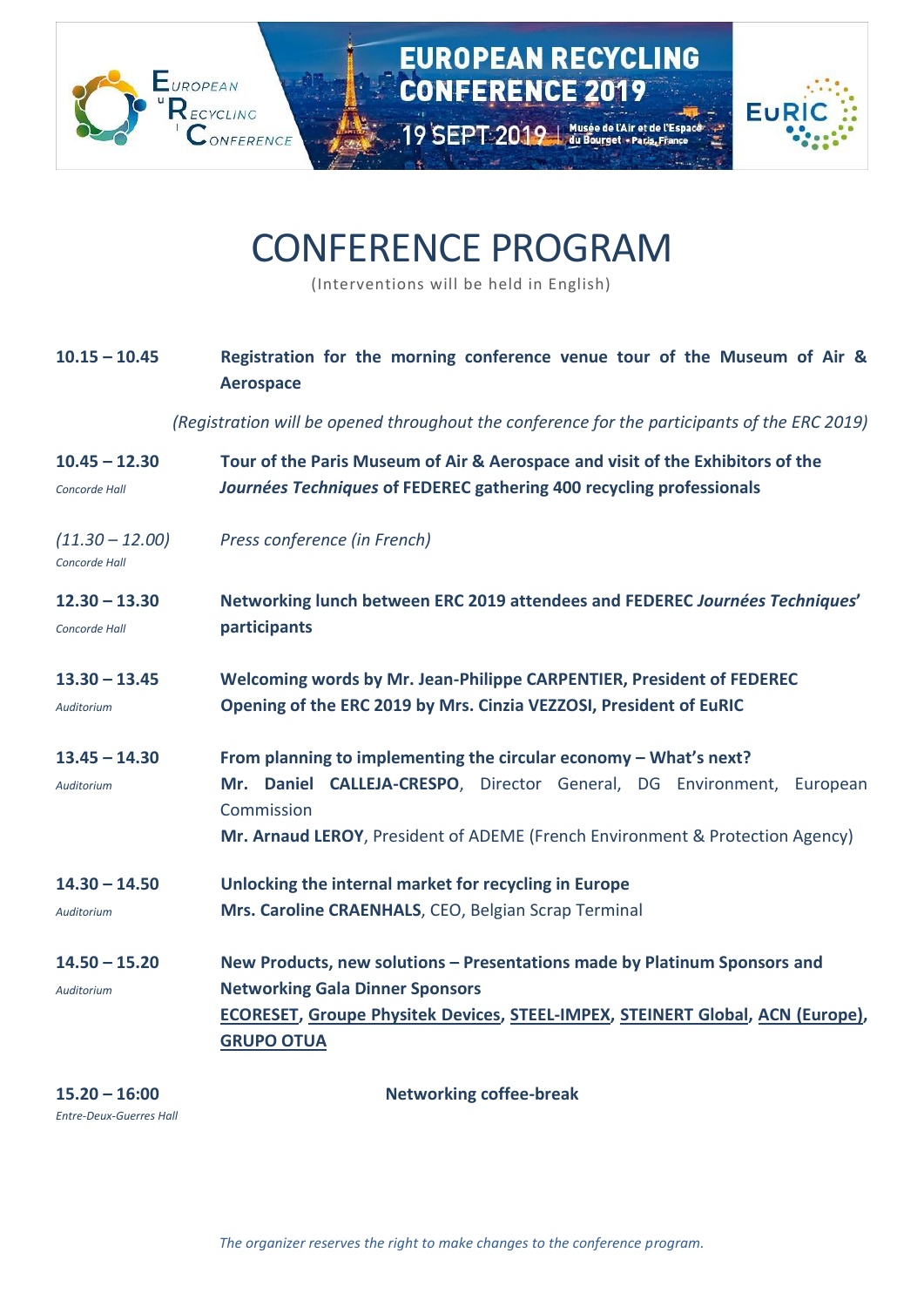EUROPEAN RECYCLING CONFERENCE 2019

19 SEPT 2019 | Musée de l'Air et de l'Espace du Bourget • Paris, France

# CONFERENCE PROGRAM

(Interventions will be held in English)

**10.15 – 10.45** **Registration for the morning conference venue tour of the Museum of Air & Aerospace**

*(Registration will be opened throughout the conference for the participants of the ERC 2019)*

**10.45 – 12.30**
*Concorde Hall*
**Tour of the Paris Museum of Air & Aerospace and visit of the Exhibitors of the *Journées Techniques* of FEDEREC gathering 400 recycling professionals**

*(11.30 – 12.00)*
*Concorde Hall*
*Press conference (in French)*

**12.30 – 13.30**
*Concorde Hall*
**Networking lunch between ERC 2019 attendees and FEDEREC *Journées Techniques*' participants**

**13.30 – 13.45**
*Auditorium*
**Welcoming words by Mr. Jean-Philippe CARPENTIER, President of FEDEREC**
**Opening of the ERC 2019 by Mrs. Cinzia VEZZOSI, President of EuRIC**

**13.45 – 14.30**
*Auditorium*
**From planning to implementing the circular economy – What's next?**
**Mr. Daniel CALLEJA-CRESPO**, Director General, DG Environment, European Commission
**Mr. Arnaud LEROY**, President of ADEME (French Environment & Protection Agency)

**14.30 – 14.50**
*Auditorium*
**Unlocking the internal market for recycling in Europe**
**Mrs. Caroline CRAENHALS**, CEO, Belgian Scrap Terminal

**14.50 – 15.20**
*Auditorium*
**New Products, new solutions – Presentations made by Platinum Sponsors and Networking Gala Dinner Sponsors**
**ECORESET, Groupe Physitek Devices, STEEL-IMPEX, STEINERT Global, ACN (Europe), GRUPO OTUA**

**15.20 – 16:00**
*Entre-Deux-Guerres Hall*
**Networking coffee-break**

*The organizer reserves the right to make changes to the conference program.*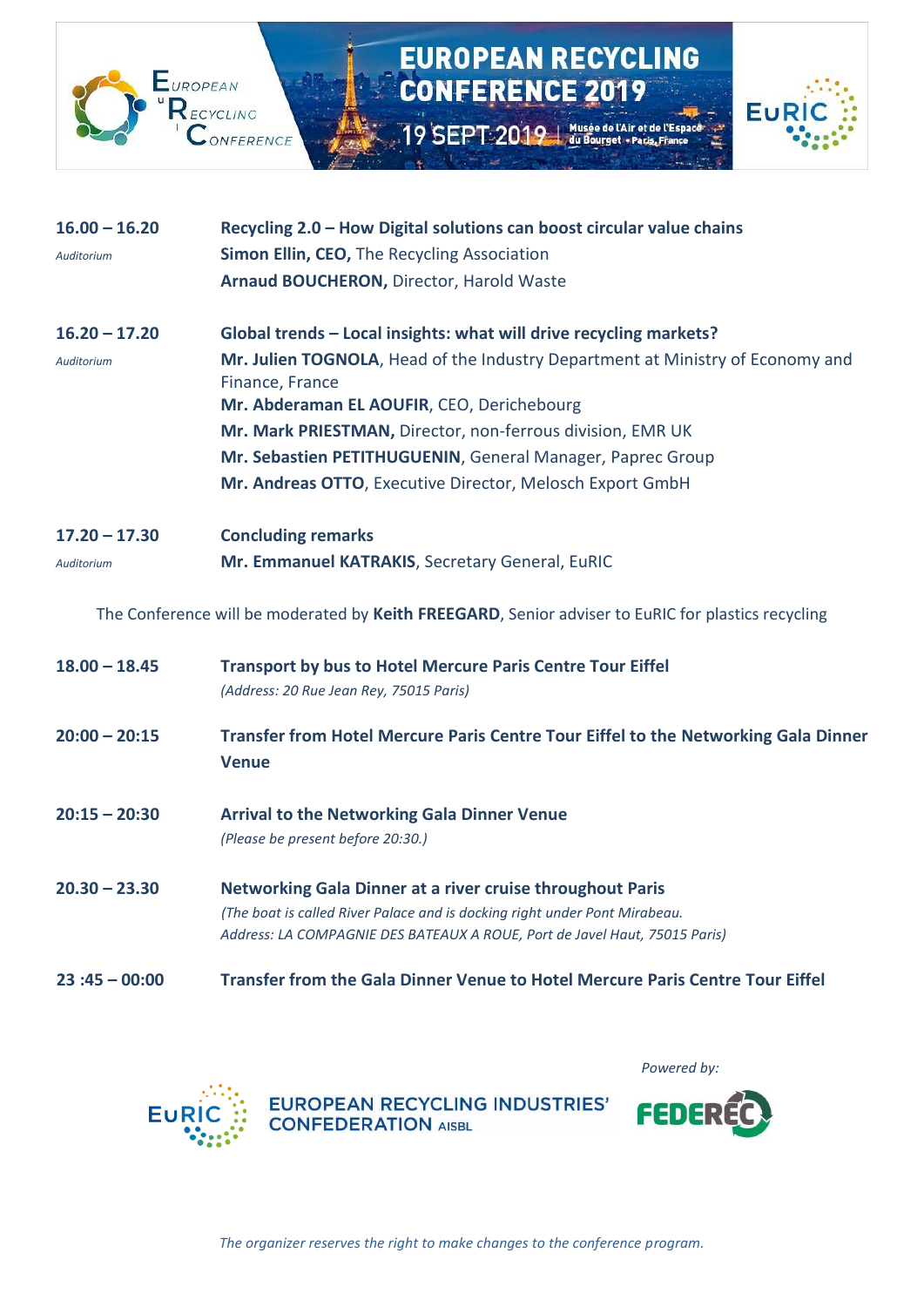| | |
|---|---|
| **16.00 – 16.20** *Auditorium* | **Recycling 2.0 – How Digital solutions can boost circular value chains** **Simon Ellin, CEO,** The Recycling Association **Arnaud BOUCHERON,** Director, Harold Waste |
| **16.20 – 17.20** *Auditorium* | **Global trends – Local insights: what will drive recycling markets?** **Mr. Julien TOGNOLA**, Head of the Industry Department at Ministry of Economy and Finance, France **Mr. Abderaman EL AOUFIR**, CEO, Derichebourg **Mr. Mark PRIESTMAN,** Director, non-ferrous division, EMR UK **Mr. Sebastien PETITHUGUENIN**, General Manager, Paprec Group **Mr. Andreas OTTO**, Executive Director, Melosch Export GmbH |
| **17.20 – 17.30** *Auditorium* | **Concluding remarks** **Mr. Emmanuel KATRAKIS**, Secretary General, EuRIC |

The Conference will be moderated by **Keith FREEGARD**, Senior adviser to EuRIC for plastics recycling

| | |
|---|---|
| **18.00 – 18.45** | **Transport by bus to Hotel Mercure Paris Centre Tour Eiffel** *(Address: 20 Rue Jean Rey, 75015 Paris)* |
| **20:00 – 20:15** | **Transfer from Hotel Mercure Paris Centre Tour Eiffel to the Networking Gala Dinner Venue** |
| **20:15 – 20:30** | **Arrival to the Networking Gala Dinner Venue** *(Please be present before 20:30.)* |
| **20.30 – 23.30** | **Networking Gala Dinner at a river cruise throughout Paris** *(The boat is called River Palace and is docking right under Pont Mirabeau. Address: LA COMPAGNIE DES BATEAUX A ROUE, Port de Javel Haut, 75015 Paris)* |
| **23 :45 – 00:00** | **Transfer from the Gala Dinner Venue to Hotel Mercure Paris Centre Tour Eiffel** |

EUROPEAN RECYCLING INDUSTRIES' CONFEDERATION AISBL

*Powered by:* FEDEREC

*The organizer reserves the right to make changes to the conference program.*